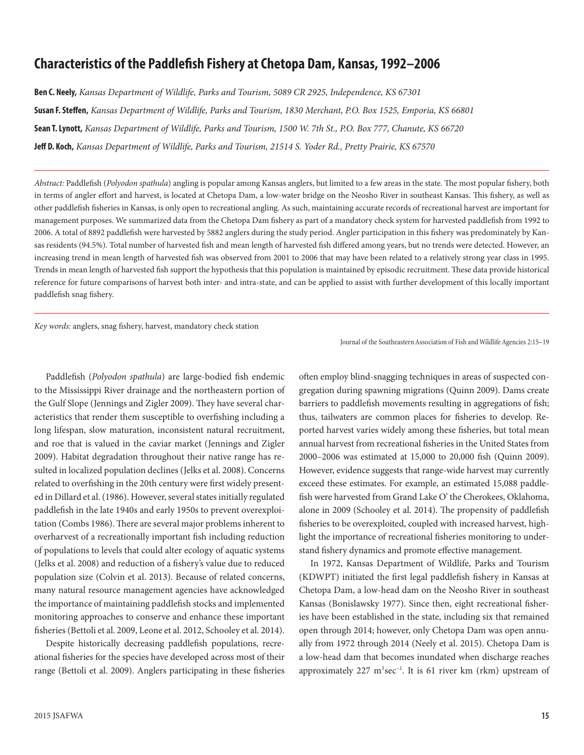# Characteristics of the Paddlefish Fishery at Chetopa Dam, Kansas, 1992–2006

**Ben C. Neely,** *Kansas Department of Wildlife, Parks and Tourism, 5089 CR 2925, Independence, KS 67301*

**Susan F. Steffen,** *Kansas Department of Wildlife, Parks and Tourism, 1830 Merchant, P.O. Box 1525, Emporia, KS 66801*

**Sean T. Lynott,** *Kansas Department of Wildlife, Parks and Tourism, 1500 W. 7th St., P.O. Box 777, Chanute, KS 66720*

**Jeff D. Koch,** *Kansas Department of Wildlife, Parks and Tourism, 21514 S. Yoder Rd., Pretty Prairie, KS 67570*

*Abstract:* Paddlefish (*Polyodon spathula*) angling is popular among Kansas anglers, but limited to a few areas in the state. The most popular fishery, both in terms of angler effort and harvest, is located at Chetopa Dam, a low-water bridge on the Neosho River in southeast Kansas. This fishery, as well as other paddlefish fisheries in Kansas, is only open to recreational angling. As such, maintaining accurate records of recreational harvest are important for management purposes. We summarized data from the Chetopa Dam fishery as part of a mandatory check system for harvested paddlefish from 1992 to 2006. A total of 8892 paddlefish were harvested by 5882 anglers during the study period. Angler participation in this fishery was predominately by Kansas residents (94.5%). Total number of harvested fish and mean length of harvested fish differed among years, but no trends were detected. However, an increasing trend in mean length of harvested fish was observed from 2001 to 2006 that may have been related to a relatively strong year class in 1995. Trends in mean length of harvested fish support the hypothesis that this population is maintained by episodic recruitment. These data provide historical reference for future comparisons of harvest both inter- and intra-state, and can be applied to assist with further development of this locally important paddlefish snag fishery.

*Key words:* anglers, snag fishery, harvest, mandatory check station

Journal of the Southeastern Association of Fish and Wildlife Agencies 2:15–19

Paddlefish (*Polyodon spathula*) are large-bodied fish endemic to the Mississippi River drainage and the northeastern portion of the Gulf Slope (Jennings and Zigler 2009). They have several characteristics that render them susceptible to overfishing including a long lifespan, slow maturation, inconsistent natural recruitment, and roe that is valued in the caviar market (Jennings and Zigler 2009). Habitat degradation throughout their native range has resulted in localized population declines (Jelks et al. 2008). Concerns related to overfishing in the 20th century were first widely presented in Dillard et al. (1986). However, several states initially regulated paddlefish in the late 1940s and early 1950s to prevent overexploitation (Combs 1986). There are several major problems inherent to overharvest of a recreationally important fish including reduction of populations to levels that could alter ecology of aquatic systems (Jelks et al. 2008) and reduction of a fishery's value due to reduced population size (Colvin et al. 2013). Because of related concerns, many natural resource management agencies have acknowledged the importance of maintaining paddlefish stocks and implemented monitoring approaches to conserve and enhance these important fisheries (Bettoli et al. 2009, Leone et al. 2012, Schooley et al. 2014).

Despite historically decreasing paddlefish populations, recreational fisheries for the species have developed across most of their range (Bettoli et al. 2009). Anglers participating in these fisheries often employ blind-snagging techniques in areas of suspected congregation during spawning migrations (Quinn 2009). Dams create barriers to paddlefish movements resulting in aggregations of fish; thus, tailwaters are common places for fisheries to develop. Reported harvest varies widely among these fisheries, but total mean annual harvest from recreational fisheries in the United States from 2000–2006 was estimated at 15,000 to 20,000 fish (Quinn 2009). However, evidence suggests that range-wide harvest may currently exceed these estimates. For example, an estimated 15,088 paddlefish were harvested from Grand Lake O' the Cherokees, Oklahoma, alone in 2009 (Schooley et al. 2014). The propensity of paddlefish fisheries to be overexploited, coupled with increased harvest, highlight the importance of recreational fisheries monitoring to understand fishery dynamics and promote effective management.

In 1972, Kansas Department of Wildlife, Parks and Tourism (KDWPT) initiated the first legal paddlefish fishery in Kansas at Chetopa Dam, a low-head dam on the Neosho River in southeast Kansas (Bonislawsky 1977). Since then, eight recreational fisheries have been established in the state, including six that remained open through 2014; however, only Chetopa Dam was open annually from 1972 through 2014 (Neely et al. 2015). Chetopa Dam is a low-head dam that becomes inundated when discharge reaches approximately 227 $m^3 sec^{-1}$. It is 61 river km (rkm) upstream of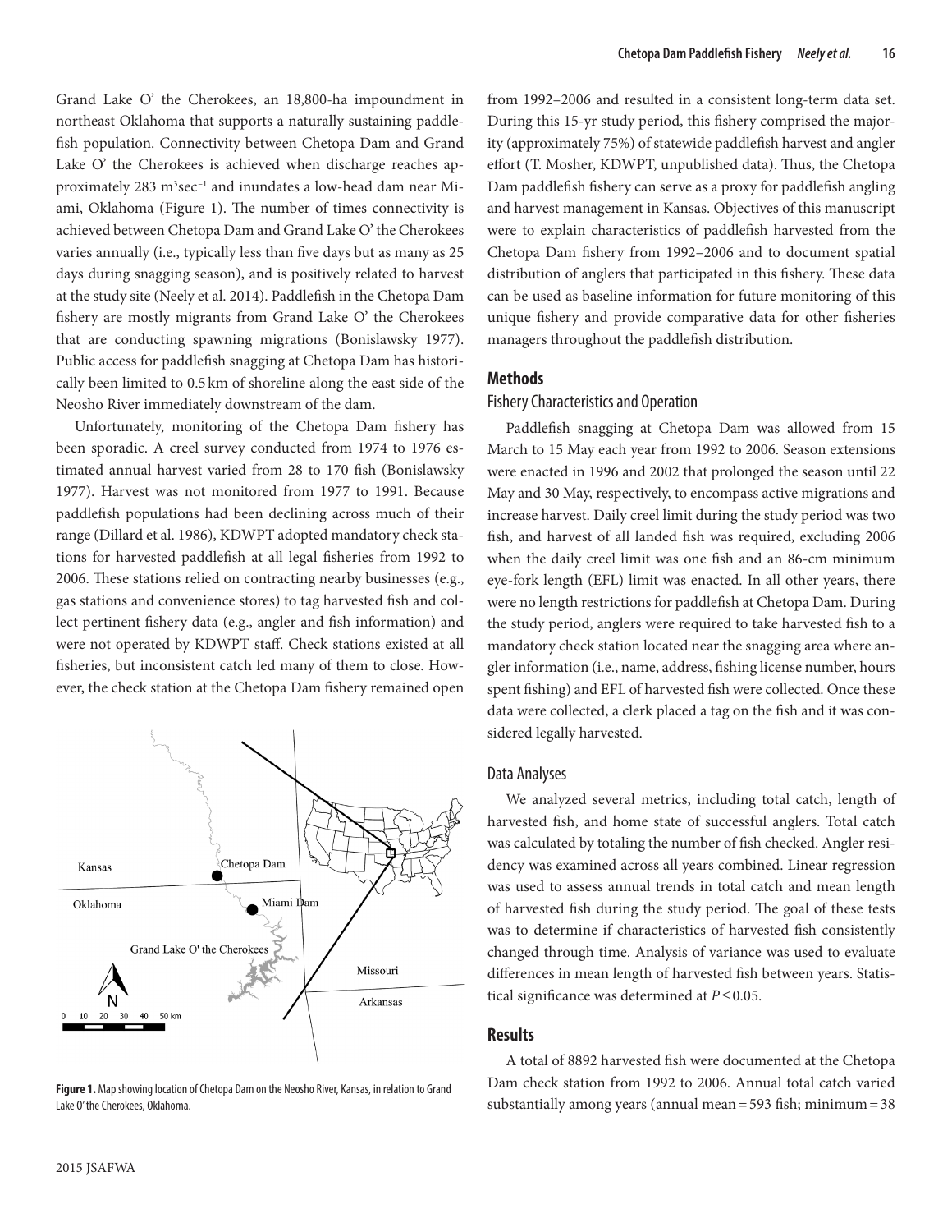Grand Lake O' the Cherokees, an 18,800-ha impoundment in northeast Oklahoma that supports a naturally sustaining paddlefish population. Connectivity between Chetopa Dam and Grand Lake O' the Cherokees is achieved when discharge reaches approximately 283 $m^3sec^{-1}$ and inundates a low-head dam near Miami, Oklahoma (Figure 1). The number of times connectivity is achieved between Chetopa Dam and Grand Lake O' the Cherokees varies annually (i.e., typically less than five days but as many as 25 days during snagging season), and is positively related to harvest at the study site (Neely et al. 2014). Paddlefish in the Chetopa Dam fishery are mostly migrants from Grand Lake O' the Cherokees that are conducting spawning migrations (Bonislawsky 1977). Public access for paddlefish snagging at Chetopa Dam has historically been limited to 0.5 km of shoreline along the east side of the Neosho River immediately downstream of the dam.

Unfortunately, monitoring of the Chetopa Dam fishery has been sporadic. A creel survey conducted from 1974 to 1976 estimated annual harvest varied from 28 to 170 fish (Bonislawsky 1977). Harvest was not monitored from 1977 to 1991. Because paddlefish populations had been declining across much of their range (Dillard et al. 1986), KDWPT adopted mandatory check stations for harvested paddlefish at all legal fisheries from 1992 to 2006. These stations relied on contracting nearby businesses (e.g., gas stations and convenience stores) to tag harvested fish and collect pertinent fishery data (e.g., angler and fish information) and were not operated by KDWPT staff. Check stations existed at all fisheries, but inconsistent catch led many of them to close. However, the check station at the Chetopa Dam fishery remained open from 1992–2006 and resulted in a consistent long-term data set. During this 15-yr study period, this fishery comprised the majority (approximately 75%) of statewide paddlefish harvest and angler effort (T. Mosher, KDWPT, unpublished data). Thus, the Chetopa Dam paddlefish fishery can serve as a proxy for paddlefish angling and harvest management in Kansas. Objectives of this manuscript were to explain characteristics of paddlefish harvested from the Chetopa Dam fishery from 1992–2006 and to document spatial distribution of anglers that participated in this fishery. These data can be used as baseline information for future monitoring of this unique fishery and provide comparative data for other fisheries managers throughout the paddlefish distribution.

**Figure 1.** Map showing location of Chetopa Dam on the Neosho River, Kansas, in relation to Grand Lake O' the Cherokees, Oklahoma.

## Methods

### Fishery Characteristics and Operation

Paddlefish snagging at Chetopa Dam was allowed from 15 March to 15 May each year from 1992 to 2006. Season extensions were enacted in 1996 and 2002 that prolonged the season until 22 May and 30 May, respectively, to encompass active migrations and increase harvest. Daily creel limit during the study period was two fish, and harvest of all landed fish was required, excluding 2006 when the daily creel limit was one fish and an 86-cm minimum eye-fork length (EFL) limit was enacted. In all other years, there were no length restrictions for paddlefish at Chetopa Dam. During the study period, anglers were required to take harvested fish to a mandatory check station located near the snagging area where angler information (i.e., name, address, fishing license number, hours spent fishing) and EFL of harvested fish were collected. Once these data were collected, a clerk placed a tag on the fish and it was considered legally harvested.

### Data Analyses

We analyzed several metrics, including total catch, length of harvested fish, and home state of successful anglers. Total catch was calculated by totaling the number of fish checked. Angler residency was examined across all years combined. Linear regression was used to assess annual trends in total catch and mean length of harvested fish during the study period. The goal of these tests was to determine if characteristics of harvested fish consistently changed through time. Analysis of variance was used to evaluate differences in mean length of harvested fish between years. Statistical significance was determined at $P \leq 0.05$.

## Results

A total of 8892 harvested fish were documented at the Chetopa Dam check station from 1992 to 2006. Annual total catch varied substantially among years (annual mean = 593 fish; minimum = 38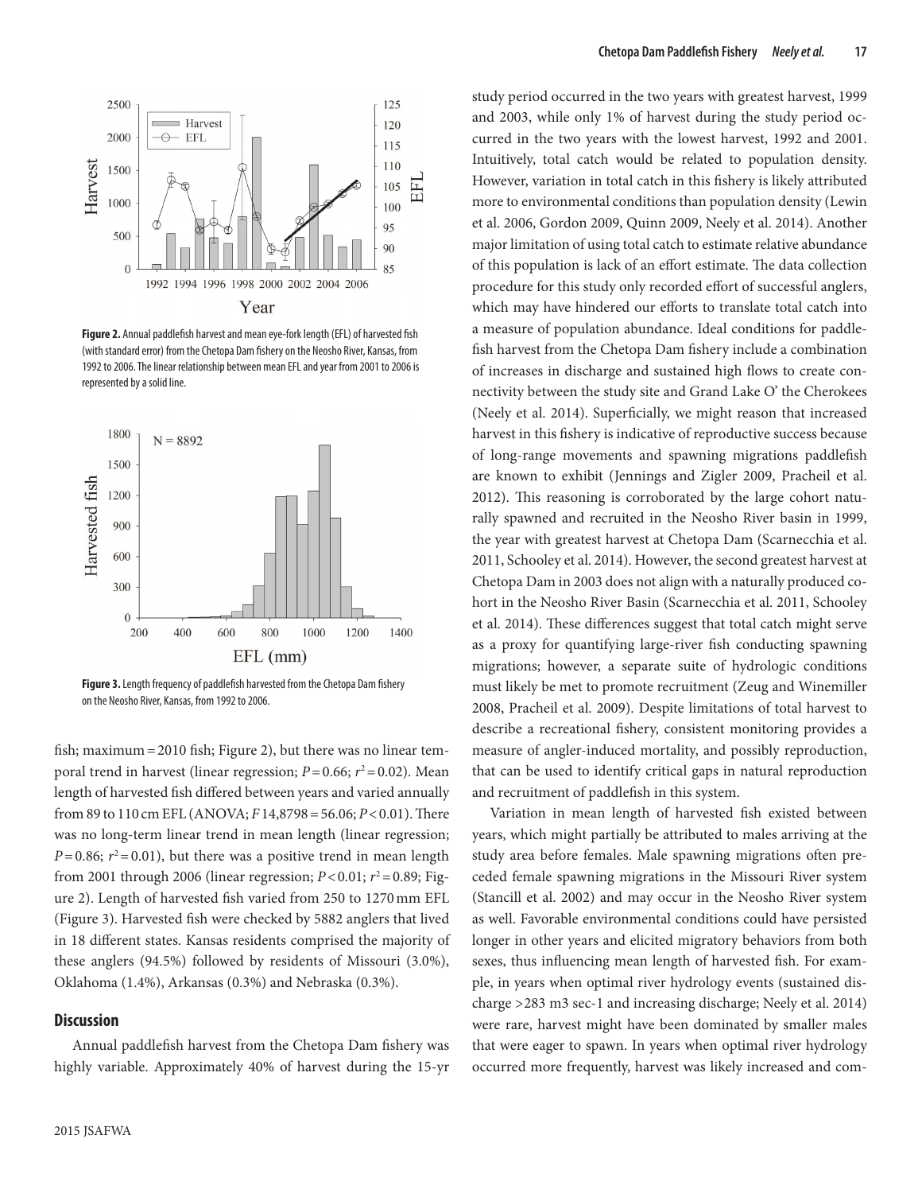**Figure 2.** Annual paddlefish harvest and mean eye-fork length (EFL) of harvested fish (with standard error) from the Chetopa Dam fishery on the Neosho River, Kansas, from 1992 to 2006. The linear relationship between mean EFL and year from 2001 to 2006 is represented by a solid line.

**Figure 3.** Length frequency of paddlefish harvested from the Chetopa Dam fishery on the Neosho River, Kansas, from 1992 to 2006.

fish; maximum = 2010 fish; Figure 2), but there was no linear temporal trend in harvest (linear regression; $P = 0.66$; $r^2 = 0.02$). Mean length of harvested fish differed between years and varied annually from 89 to 110 cm EFL (ANOVA; $F_{14,8798} = 56.06$; $P < 0.01$). There was no long-term linear trend in mean length (linear regression; $P = 0.86$; $r^2 = 0.01$), but there was a positive trend in mean length from 2001 through 2006 (linear regression; $P < 0.01$; $r^2 = 0.89$; Figure 2). Length of harvested fish varied from 250 to 1270 mm EFL (Figure 3). Harvested fish were checked by 5882 anglers that lived in 18 different states. Kansas residents comprised the majority of these anglers (94.5%) followed by residents of Missouri (3.0%), Oklahoma (1.4%), Arkansas (0.3%) and Nebraska (0.3%).

## Discussion

Annual paddlefish harvest from the Chetopa Dam fishery was highly variable. Approximately 40% of harvest during the 15-yr study period occurred in the two years with greatest harvest, 1999 and 2003, while only 1% of harvest during the study period occurred in the two years with the lowest harvest, 1992 and 2001. Intuitively, total catch would be related to population density. However, variation in total catch in this fishery is likely attributed more to environmental conditions than population density (Lewin et al. 2006, Gordon 2009, Quinn 2009, Neely et al. 2014). Another major limitation of using total catch to estimate relative abundance of this population is lack of an effort estimate. The data collection procedure for this study only recorded effort of successful anglers, which may have hindered our efforts to translate total catch into a measure of population abundance. Ideal conditions for paddlefish harvest from the Chetopa Dam fishery include a combination of increases in discharge and sustained high flows to create connectivity between the study site and Grand Lake O' the Cherokees (Neely et al. 2014). Superficially, we might reason that increased harvest in this fishery is indicative of reproductive success because of long-range movements and spawning migrations paddlefish are known to exhibit (Jennings and Zigler 2009, Pracheil et al. 2012). This reasoning is corroborated by the large cohort naturally spawned and recruited in the Neosho River basin in 1999, the year with greatest harvest at Chetopa Dam (Scarnecchia et al. 2011, Schooley et al. 2014). However, the second greatest harvest at Chetopa Dam in 2003 does not align with a naturally produced cohort in the Neosho River Basin (Scarnecchia et al. 2011, Schooley et al. 2014). These differences suggest that total catch might serve as a proxy for quantifying large-river fish conducting spawning migrations; however, a separate suite of hydrologic conditions must likely be met to promote recruitment (Zeug and Winemiller 2008, Pracheil et al. 2009). Despite limitations of total harvest to describe a recreational fishery, consistent monitoring provides a measure of angler-induced mortality, and possibly reproduction, that can be used to identify critical gaps in natural reproduction and recruitment of paddlefish in this system.

Variation in mean length of harvested fish existed between years, which might partially be attributed to males arriving at the study area before females. Male spawning migrations often preceded female spawning migrations in the Missouri River system (Stancill et al. 2002) and may occur in the Neosho River system as well. Favorable environmental conditions could have persisted longer in other years and elicited migratory behaviors from both sexes, thus influencing mean length of harvested fish. For example, in years when optimal river hydrology events (sustained discharge >283 m3 sec-1 and increasing discharge; Neely et al. 2014) were rare, harvest might have been dominated by smaller males that were eager to spawn. In years when optimal river hydrology occurred more frequently, harvest was likely increased and com-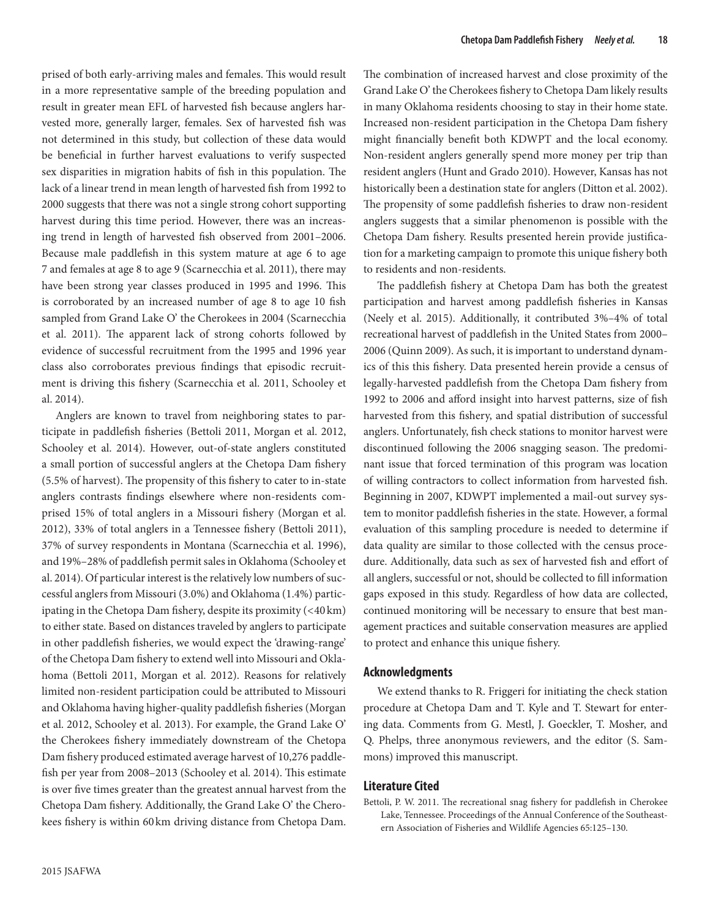prised of both early-arriving males and females. This would result in a more representative sample of the breeding population and result in greater mean EFL of harvested fish because anglers harvested more, generally larger, females. Sex of harvested fish was not determined in this study, but collection of these data would be beneficial in further harvest evaluations to verify suspected sex disparities in migration habits of fish in this population. The lack of a linear trend in mean length of harvested fish from 1992 to 2000 suggests that there was not a single strong cohort supporting harvest during this time period. However, there was an increasing trend in length of harvested fish observed from 2001–2006. Because male paddlefish in this system mature at age 6 to age 7 and females at age 8 to age 9 (Scarnecchia et al. 2011), there may have been strong year classes produced in 1995 and 1996. This is corroborated by an increased number of age 8 to age 10 fish sampled from Grand Lake O' the Cherokees in 2004 (Scarnecchia et al. 2011). The apparent lack of strong cohorts followed by evidence of successful recruitment from the 1995 and 1996 year class also corroborates previous findings that episodic recruitment is driving this fishery (Scarnecchia et al. 2011, Schooley et al. 2014).

Anglers are known to travel from neighboring states to participate in paddlefish fisheries (Bettoli 2011, Morgan et al. 2012, Schooley et al. 2014). However, out-of-state anglers constituted a small portion of successful anglers at the Chetopa Dam fishery (5.5% of harvest). The propensity of this fishery to cater to in-state anglers contrasts findings elsewhere where non-residents comprised 15% of total anglers in a Missouri fishery (Morgan et al. 2012), 33% of total anglers in a Tennessee fishery (Bettoli 2011), 37% of survey respondents in Montana (Scarnecchia et al. 1996), and 19%–28% of paddlefish permit sales in Oklahoma (Schooley et al. 2014). Of particular interest is the relatively low numbers of successful anglers from Missouri (3.0%) and Oklahoma (1.4%) participating in the Chetopa Dam fishery, despite its proximity (<40 km) to either state. Based on distances traveled by anglers to participate in other paddlefish fisheries, we would expect the 'drawing-range' of the Chetopa Dam fishery to extend well into Missouri and Oklahoma (Bettoli 2011, Morgan et al. 2012). Reasons for relatively limited non-resident participation could be attributed to Missouri and Oklahoma having higher-quality paddlefish fisheries (Morgan et al. 2012, Schooley et al. 2013). For example, the Grand Lake O' the Cherokees fishery immediately downstream of the Chetopa Dam fishery produced estimated average harvest of 10,276 paddlefish per year from 2008–2013 (Schooley et al. 2014). This estimate is over five times greater than the greatest annual harvest from the Chetopa Dam fishery. Additionally, the Grand Lake O' the Cherokees fishery is within 60 km driving distance from Chetopa Dam. The combination of increased harvest and close proximity of the Grand Lake O' the Cherokees fishery to Chetopa Dam likely results in many Oklahoma residents choosing to stay in their home state. Increased non-resident participation in the Chetopa Dam fishery might financially benefit both KDWPT and the local economy. Non-resident anglers generally spend more money per trip than resident anglers (Hunt and Grado 2010). However, Kansas has not historically been a destination state for anglers (Ditton et al. 2002). The propensity of some paddlefish fisheries to draw non-resident anglers suggests that a similar phenomenon is possible with the Chetopa Dam fishery. Results presented herein provide justification for a marketing campaign to promote this unique fishery both to residents and non-residents.

The paddlefish fishery at Chetopa Dam has both the greatest participation and harvest among paddlefish fisheries in Kansas (Neely et al. 2015). Additionally, it contributed 3%–4% of total recreational harvest of paddlefish in the United States from 2000–2006 (Quinn 2009). As such, it is important to understand dynamics of this this fishery. Data presented herein provide a census of legally-harvested paddlefish from the Chetopa Dam fishery from 1992 to 2006 and afford insight into harvest patterns, size of fish harvested from this fishery, and spatial distribution of successful anglers. Unfortunately, fish check stations to monitor harvest were discontinued following the 2006 snagging season. The predominant issue that forced termination of this program was location of willing contractors to collect information from harvested fish. Beginning in 2007, KDWPT implemented a mail-out survey system to monitor paddlefish fisheries in the state. However, a formal evaluation of this sampling procedure is needed to determine if data quality are similar to those collected with the census procedure. Additionally, data such as sex of harvested fish and effort of all anglers, successful or not, should be collected to fill information gaps exposed in this study. Regardless of how data are collected, continued monitoring will be necessary to ensure that best management practices and suitable conservation measures are applied to protect and enhance this unique fishery.

## Acknowledgments

We extend thanks to R. Friggeri for initiating the check station procedure at Chetopa Dam and T. Kyle and T. Stewart for entering data. Comments from G. Mestl, J. Goeckler, T. Mosher, and Q. Phelps, three anonymous reviewers, and the editor (S. Sammons) improved this manuscript.

## Literature Cited

Bettoli, P. W. 2011. The recreational snag fishery for paddlefish in Cherokee Lake, Tennessee. Proceedings of the Annual Conference of the Southeastern Association of Fisheries and Wildlife Agencies 65:125–130.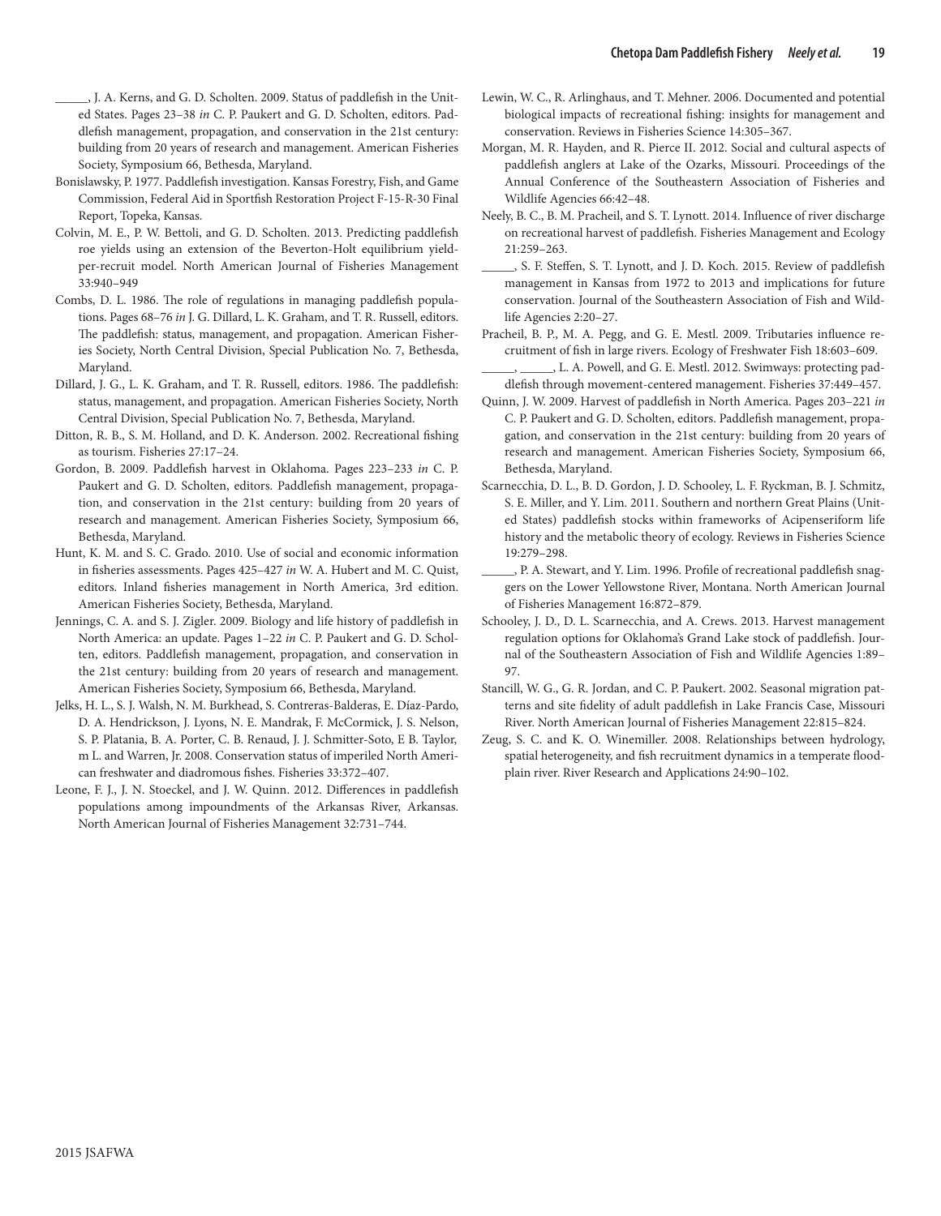_____, J. A. Kerns, and G. D. Scholten. 2009. Status of paddlefish in the United States. Pages 23–38 *in* C. P. Paukert and G. D. Scholten, editors. Paddlefish management, propagation, and conservation in the 21st century: building from 20 years of research and management. American Fisheries Society, Symposium 66, Bethesda, Maryland.

Bonislawsky, P. 1977. Paddlefish investigation. Kansas Forestry, Fish, and Game Commission, Federal Aid in Sportfish Restoration Project F-15-R-30 Final Report, Topeka, Kansas.

Colvin, M. E., P. W. Bettoli, and G. D. Scholten. 2013. Predicting paddlefish roe yields using an extension of the Beverton-Holt equilibrium yield-per-recruit model. North American Journal of Fisheries Management 33:940–949

Combs, D. L. 1986. The role of regulations in managing paddlefish populations. Pages 68–76 *in* J. G. Dillard, L. K. Graham, and T. R. Russell, editors. The paddlefish: status, management, and propagation. American Fisheries Society, North Central Division, Special Publication No. 7, Bethesda, Maryland.

Dillard, J. G., L. K. Graham, and T. R. Russell, editors. 1986. The paddlefish: status, management, and propagation. American Fisheries Society, North Central Division, Special Publication No. 7, Bethesda, Maryland.

Ditton, R. B., S. M. Holland, and D. K. Anderson. 2002. Recreational fishing as tourism. Fisheries 27:17–24.

Gordon, B. 2009. Paddlefish harvest in Oklahoma. Pages 223–233 *in* C. P. Paukert and G. D. Scholten, editors. Paddlefish management, propagation, and conservation in the 21st century: building from 20 years of research and management. American Fisheries Society, Symposium 66, Bethesda, Maryland.

Hunt, K. M. and S. C. Grado. 2010. Use of social and economic information in fisheries assessments. Pages 425–427 *in* W. A. Hubert and M. C. Quist, editors. Inland fisheries management in North America, 3rd edition. American Fisheries Society, Bethesda, Maryland.

Jennings, C. A. and S. J. Zigler. 2009. Biology and life history of paddlefish in North America: an update. Pages 1–22 *in* C. P. Paukert and G. D. Scholten, editors. Paddlefish management, propagation, and conservation in the 21st century: building from 20 years of research and management. American Fisheries Society, Symposium 66, Bethesda, Maryland.

Jelks, H. L., S. J. Walsh, N. M. Burkhead, S. Contreras-Balderas, E. Díaz-Pardo, D. A. Hendrickson, J. Lyons, N. E. Mandrak, F. McCormick, J. S. Nelson, S. P. Platania, B. A. Porter, C. B. Renaud, J. J. Schmitter-Soto, E B. Taylor, m L. and Warren, Jr. 2008. Conservation status of imperiled North American freshwater and diadromous fishes. Fisheries 33:372–407.

Leone, F. J., J. N. Stoeckel, and J. W. Quinn. 2012. Differences in paddlefish populations among impoundments of the Arkansas River, Arkansas. North American Journal of Fisheries Management 32:731–744.

Lewin, W. C., R. Arlinghaus, and T. Mehner. 2006. Documented and potential biological impacts of recreational fishing: insights for management and conservation. Reviews in Fisheries Science 14:305–367.

Morgan, M. R. Hayden, and R. Pierce II. 2012. Social and cultural aspects of paddlefish anglers at Lake of the Ozarks, Missouri. Proceedings of the Annual Conference of the Southeastern Association of Fisheries and Wildlife Agencies 66:42–48.

Neely, B. C., B. M. Pracheil, and S. T. Lynott. 2014. Influence of river discharge on recreational harvest of paddlefish. Fisheries Management and Ecology 21:259–263.

_____, S. F. Steffen, S. T. Lynott, and J. D. Koch. 2015. Review of paddlefish management in Kansas from 1972 to 2013 and implications for future conservation. Journal of the Southeastern Association of Fish and Wildlife Agencies 2:20–27.

Pracheil, B. P., M. A. Pegg, and G. E. Mestl. 2009. Tributaries influence recruitment of fish in large rivers. Ecology of Freshwater Fish 18:603–609.

_____, _____, L. A. Powell, and G. E. Mestl. 2012. Swimways: protecting paddlefish through movement-centered management. Fisheries 37:449–457.

Quinn, J. W. 2009. Harvest of paddlefish in North America. Pages 203–221 *in* C. P. Paukert and G. D. Scholten, editors. Paddlefish management, propagation, and conservation in the 21st century: building from 20 years of research and management. American Fisheries Society, Symposium 66, Bethesda, Maryland.

Scarnecchia, D. L., B. D. Gordon, J. D. Schooley, L. F. Ryckman, B. J. Schmitz, S. E. Miller, and Y. Lim. 2011. Southern and northern Great Plains (United States) paddlefish stocks within frameworks of Acipenseriform life history and the metabolic theory of ecology. Reviews in Fisheries Science 19:279–298.

_____, P. A. Stewart, and Y. Lim. 1996. Profile of recreational paddlefish snaggers on the Lower Yellowstone River, Montana. North American Journal of Fisheries Management 16:872–879.

Schooley, J. D., D. L. Scarnecchia, and A. Crews. 2013. Harvest management regulation options for Oklahoma's Grand Lake stock of paddlefish. Journal of the Southeastern Association of Fish and Wildlife Agencies 1:89–97.

Stancill, W. G., G. R. Jordan, and C. P. Paukert. 2002. Seasonal migration patterns and site fidelity of adult paddlefish in Lake Francis Case, Missouri River. North American Journal of Fisheries Management 22:815–824.

Zeug, S. C. and K. O. Winemiller. 2008. Relationships between hydrology, spatial heterogeneity, and fish recruitment dynamics in a temperate floodplain river. River Research and Applications 24:90–102.